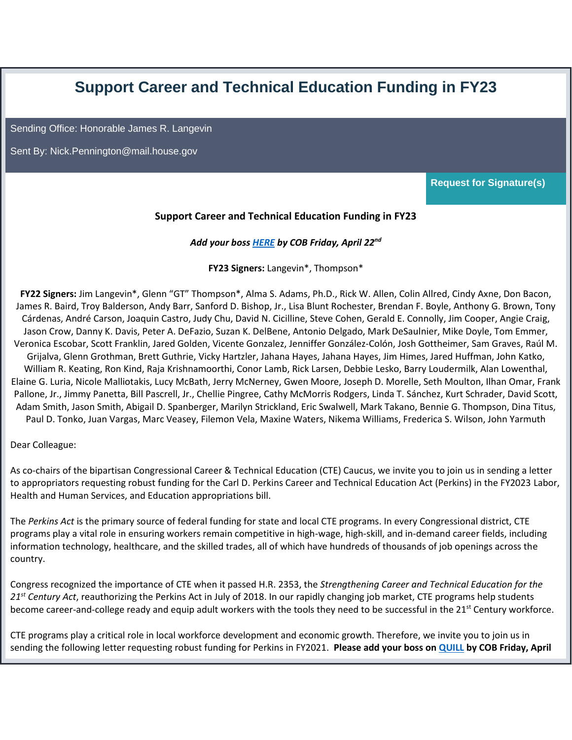# Support Career and Technical Education Funding in FY23

Sending Office: Honorable James R. Langevin

Sent By: Nick.Pennington@mail.house.gov

**Request for Signature(s)**

**Support Career and Technical Education Funding in FY23**

***Add your boss [HERE](#) by COB Friday, April 22nd***

**FY23 Signers:** Langevin*, Thompson*

**FY22 Signers:** Jim Langevin*, Glenn "GT" Thompson*, Alma S. Adams, Ph.D., Rick W. Allen, Colin Allred, Cindy Axne, Don Bacon, James R. Baird, Troy Balderson, Andy Barr, Sanford D. Bishop, Jr., Lisa Blunt Rochester, Brendan F. Boyle, Anthony G. Brown, Tony Cárdenas, André Carson, Joaquin Castro, Judy Chu, David N. Cicilline, Steve Cohen, Gerald E. Connolly, Jim Cooper, Angie Craig, Jason Crow, Danny K. Davis, Peter A. DeFazio, Suzan K. DelBene, Antonio Delgado, Mark DeSaulnier, Mike Doyle, Tom Emmer, Veronica Escobar, Scott Franklin, Jared Golden, Vicente Gonzalez, Jenniffer González-Colón, Josh Gottheimer, Sam Graves, Raúl M. Grijalva, Glenn Grothman, Brett Guthrie, Vicky Hartzler, Jahana Hayes, Jahana Hayes, Jim Himes, Jared Huffman, John Katko, William R. Keating, Ron Kind, Raja Krishnamoorthi, Conor Lamb, Rick Larsen, Debbie Lesko, Barry Loudermilk, Alan Lowenthal, Elaine G. Luria, Nicole Malliotakis, Lucy McBath, Jerry McNerney, Gwen Moore, Joseph D. Morelle, Seth Moulton, Ilhan Omar, Frank Pallone, Jr., Jimmy Panetta, Bill Pascrell, Jr., Chellie Pingree, Cathy McMorris Rodgers, Linda T. Sánchez, Kurt Schrader, David Scott, Adam Smith, Jason Smith, Abigail D. Spanberger, Marilyn Strickland, Eric Swalwell, Mark Takano, Bennie G. Thompson, Dina Titus, Paul D. Tonko, Juan Vargas, Marc Veasey, Filemon Vela, Maxine Waters, Nikema Williams, Frederica S. Wilson, John Yarmuth

Dear Colleague:

As co-chairs of the bipartisan Congressional Career & Technical Education (CTE) Caucus, we invite you to join us in sending a letter to appropriators requesting robust funding for the Carl D. Perkins Career and Technical Education Act (Perkins) in the FY2023 Labor, Health and Human Services, and Education appropriations bill.

The *Perkins Act* is the primary source of federal funding for state and local CTE programs. In every Congressional district, CTE programs play a vital role in ensuring workers remain competitive in high-wage, high-skill, and in-demand career fields, including information technology, healthcare, and the skilled trades, all of which have hundreds of thousands of job openings across the country.

Congress recognized the importance of CTE when it passed H.R. 2353, the *Strengthening Career and Technical Education for the 21st Century Act*, reauthorizing the Perkins Act in July of 2018. In our rapidly changing job market, CTE programs help students become career-and-college ready and equip adult workers with the tools they need to be successful in the 21st Century workforce.

CTE programs play a critical role in local workforce development and economic growth. Therefore, we invite you to join us in sending the following letter requesting robust funding for Perkins in FY2021. **Please add your boss on [QUILL](#) by COB Friday, April**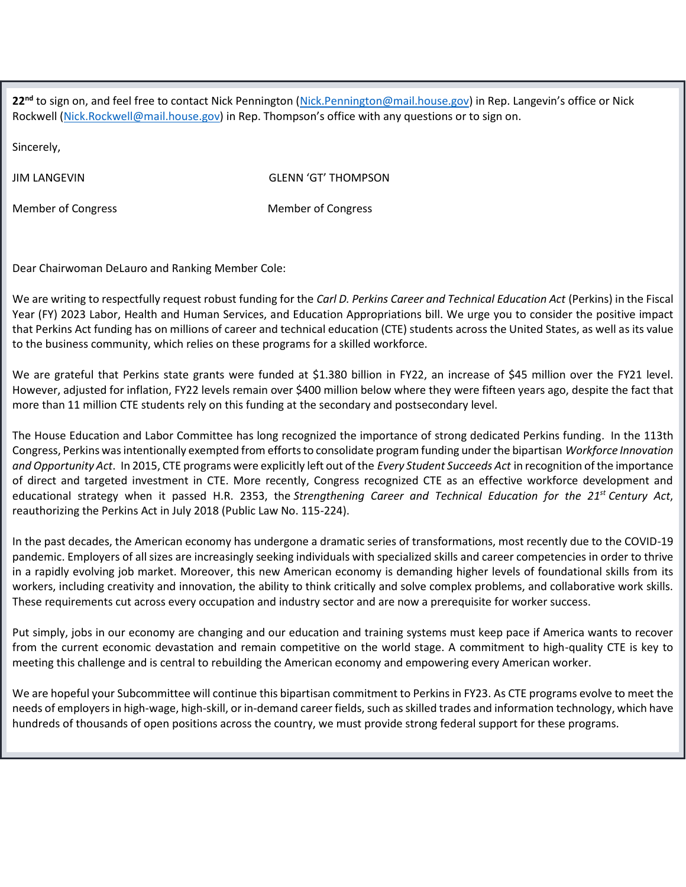**22**[nd] to sign on, and feel free to contact Nick Pennington (Nick.Pennington@mail.house.gov) in Rep. Langevin's office or Nick Rockwell (Nick.Rockwell@mail.house.gov) in Rep. Thompson's office with any questions or to sign on.

Sincerely,

JIM LANGEVIN GLENN 'GT' THOMPSON

Member of Congress Member of Congress

Dear Chairwoman DeLauro and Ranking Member Cole:

We are writing to respectfully request robust funding for the *Carl D. Perkins Career and Technical Education Act* (Perkins) in the Fiscal Year (FY) 2023 Labor, Health and Human Services, and Education Appropriations bill. We urge you to consider the positive impact that Perkins Act funding has on millions of career and technical education (CTE) students across the United States, as well as its value to the business community, which relies on these programs for a skilled workforce.

We are grateful that Perkins state grants were funded at $1.380 billion in FY22, an increase of $45 million over the FY21 level. However, adjusted for inflation, FY22 levels remain over $400 million below where they were fifteen years ago, despite the fact that more than 11 million CTE students rely on this funding at the secondary and postsecondary level.

The House Education and Labor Committee has long recognized the importance of strong dedicated Perkins funding. In the 113th Congress, Perkins was intentionally exempted from efforts to consolidate program funding under the bipartisan *Workforce Innovation and Opportunity Act*. In 2015, CTE programs were explicitly left out of the *Every Student Succeeds Act* in recognition of the importance of direct and targeted investment in CTE. More recently, Congress recognized CTE as an effective workforce development and educational strategy when it passed H.R. 2353, the *Strengthening Career and Technical Education for the 21*[st] *Century Act*, reauthorizing the Perkins Act in July 2018 (Public Law No. 115-224).

In the past decades, the American economy has undergone a dramatic series of transformations, most recently due to the COVID-19 pandemic. Employers of all sizes are increasingly seeking individuals with specialized skills and career competencies in order to thrive in a rapidly evolving job market. Moreover, this new American economy is demanding higher levels of foundational skills from its workers, including creativity and innovation, the ability to think critically and solve complex problems, and collaborative work skills. These requirements cut across every occupation and industry sector and are now a prerequisite for worker success.

Put simply, jobs in our economy are changing and our education and training systems must keep pace if America wants to recover from the current economic devastation and remain competitive on the world stage. A commitment to high-quality CTE is key to meeting this challenge and is central to rebuilding the American economy and empowering every American worker.

We are hopeful your Subcommittee will continue this bipartisan commitment to Perkins in FY23. As CTE programs evolve to meet the needs of employers in high-wage, high-skill, or in-demand career fields, such as skilled trades and information technology, which have hundreds of thousands of open positions across the country, we must provide strong federal support for these programs.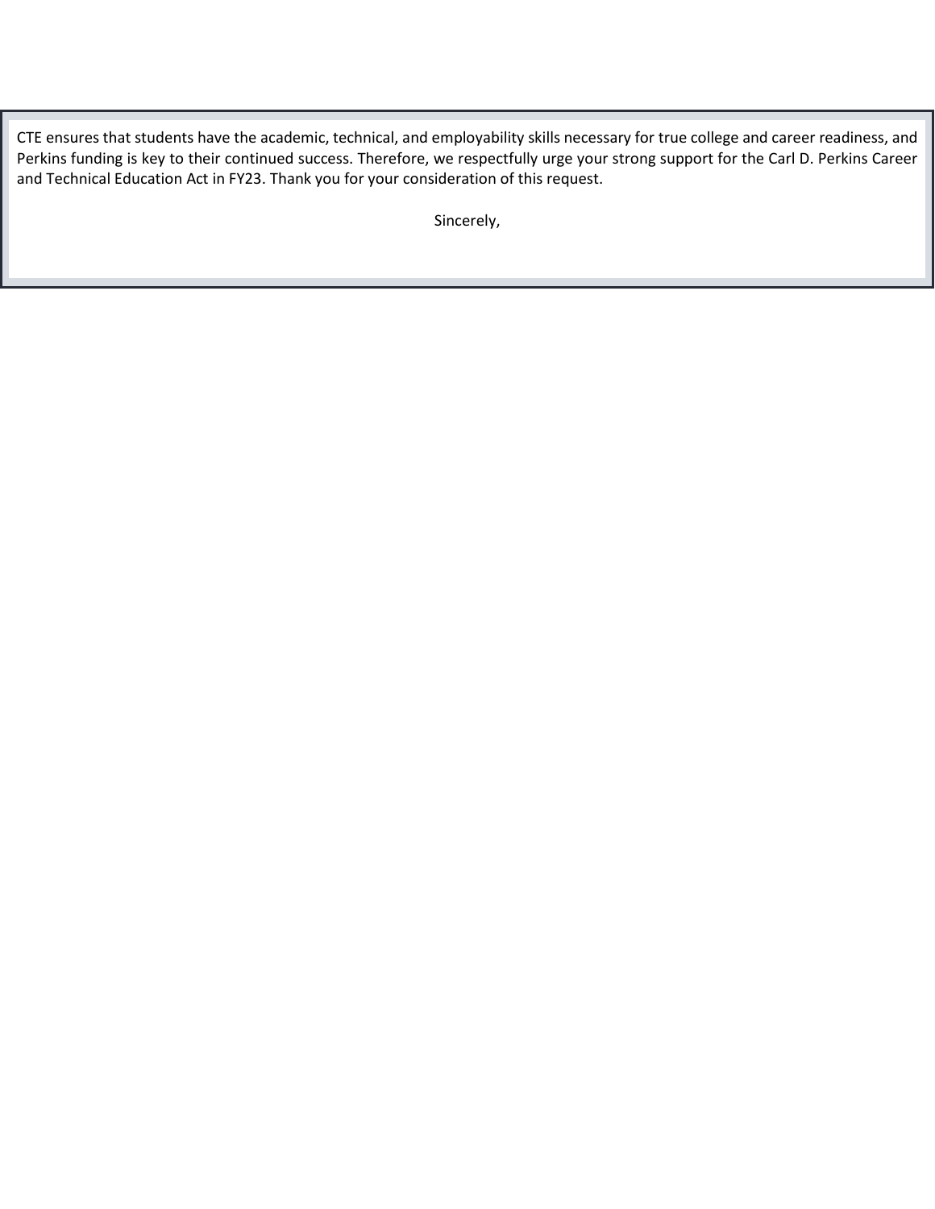CTE ensures that students have the academic, technical, and employability skills necessary for true college and career readiness, and Perkins funding is key to their continued success. Therefore, we respectfully urge your strong support for the Carl D. Perkins Career and Technical Education Act in FY23. Thank you for your consideration of this request.

Sincerely,